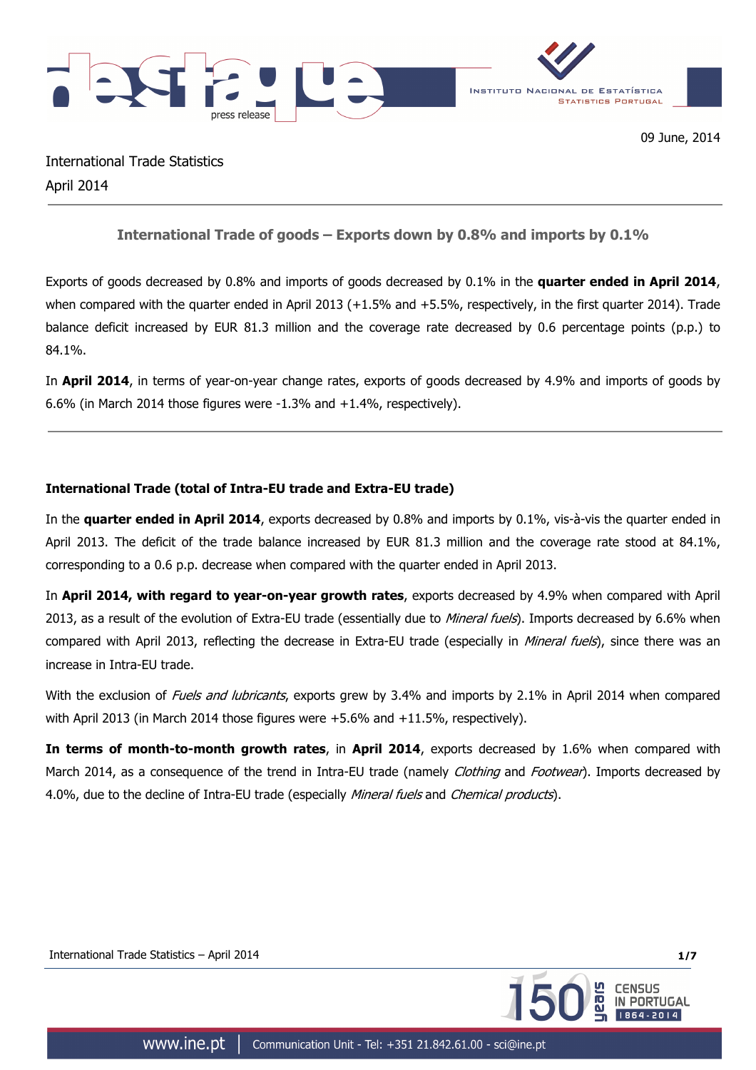09 June, 2014

International Trade Statistics

April 2014

## International Trade of goods – Exports down by 0.8% and imports by 0.1%

Exports of goods decreased by 0.8% and imports of goods decreased by 0.1% in the **quarter ended in April 2014**, when compared with the quarter ended in April 2013 (+1.5% and +5.5%, respectively, in the first quarter 2014). Trade balance deficit increased by EUR 81.3 million and the coverage rate decreased by 0.6 percentage points (p.p.) to 84.1%.

In **April 2014**, in terms of year-on-year change rates, exports of goods decreased by 4.9% and imports of goods by 6.6% (in March 2014 those figures were -1.3% and +1.4%, respectively).

### International Trade (total of Intra-EU trade and Extra-EU trade)

In the **quarter ended in April 2014**, exports decreased by 0.8% and imports by 0.1%, vis-à-vis the quarter ended in April 2013. The deficit of the trade balance increased by EUR 81.3 million and the coverage rate stood at 84.1%, corresponding to a 0.6 p.p. decrease when compared with the quarter ended in April 2013.

In **April 2014, with regard to year-on-year growth rates**, exports decreased by 4.9% when compared with April 2013, as a result of the evolution of Extra-EU trade (essentially due to *Mineral fuels*). Imports decreased by 6.6% when compared with April 2013, reflecting the decrease in Extra-EU trade (especially in *Mineral fuels*), since there was an increase in Intra-EU trade.

With the exclusion of *Fuels and lubricants*, exports grew by 3.4% and imports by 2.1% in April 2014 when compared with April 2013 (in March 2014 those figures were +5.6% and +11.5%, respectively).

**In terms of month-to-month growth rates**, in **April 2014**, exports decreased by 1.6% when compared with March 2014, as a consequence of the trend in Intra-EU trade (namely *Clothing* and *Footwear*). Imports decreased by 4.0%, due to the decline of Intra-EU trade (especially *Mineral fuels* and *Chemical products*).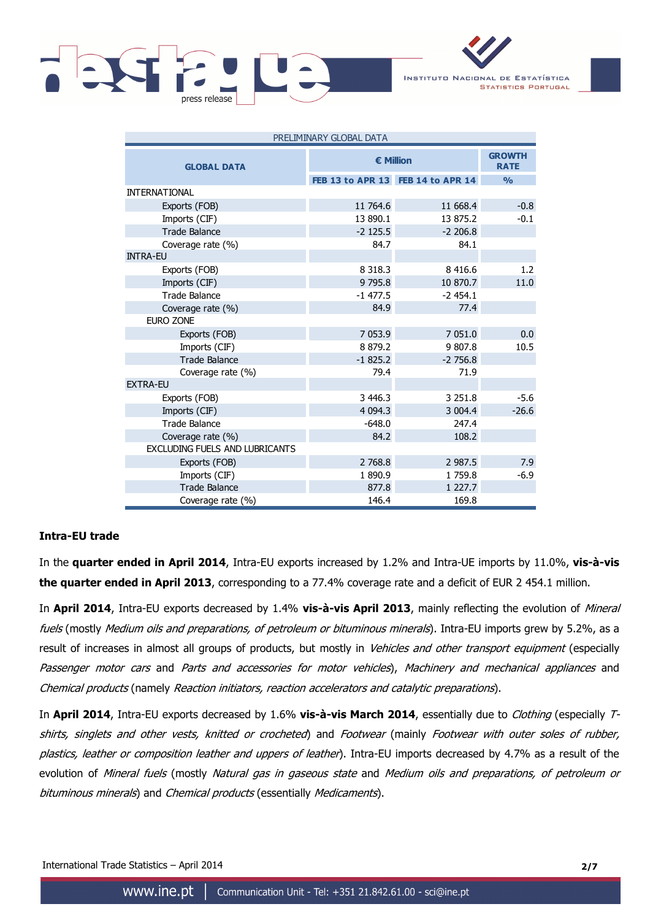| PRELIMINARY GLOBAL DATA | | | |
|---|---|---|---|
| GLOBAL DATA | € Million | | GROWTH RATE |
| | FEB 13 to APR 13 | FEB 14 to APR 14 | % |
| INTERNATIONAL | | | |
| Exports (FOB) | 11 764.6 | 11 668.4 | -0.8 |
| Imports (CIF) | 13 890.1 | 13 875.2 | -0.1 |
| Trade Balance | -2 125.5 | -2 206.8 | |
| Coverage rate (%) | 84.7 | 84.1 | |
| INTRA-EU | | | |
| Exports (FOB) | 8 318.3 | 8 416.6 | 1.2 |
| Imports (CIF) | 9 795.8 | 10 870.7 | 11.0 |
| Trade Balance | -1 477.5 | -2 454.1 | |
| Coverage rate (%) | 84.9 | 77.4 | |
| EURO ZONE | | | |
| Exports (FOB) | 7 053.9 | 7 051.0 | 0.0 |
| Imports (CIF) | 8 879.2 | 9 807.8 | 10.5 |
| Trade Balance | -1 825.2 | -2 756.8 | |
| Coverage rate (%) | 79.4 | 71.9 | |
| EXTRA-EU | | | |
| Exports (FOB) | 3 446.3 | 3 251.8 | -5.6 |
| Imports (CIF) | 4 094.3 | 3 004.4 | -26.6 |
| Trade Balance | -648.0 | 247.4 | |
| Coverage rate (%) | 84.2 | 108.2 | |
| EXCLUDING FUELS AND LUBRICANTS | | | |
| Exports (FOB) | 2 768.8 | 2 987.5 | 7.9 |
| Imports (CIF) | 1 890.9 | 1 759.8 | -6.9 |
| Trade Balance | 877.8 | 1 227.7 | |
| Coverage rate (%) | 146.4 | 169.8 | |

**Intra-EU trade**

In the **quarter ended in April 2014**, Intra-EU exports increased by 1.2% and Intra-UE imports by 11.0%, **vis-à-vis the quarter ended in April 2013**, corresponding to a 77.4% coverage rate and a deficit of EUR 2 454.1 million.

In **April 2014**, Intra-EU exports decreased by 1.4% **vis-à-vis April 2013**, mainly reflecting the evolution of *Mineral fuels* (mostly *Medium oils and preparations, of petroleum or bituminous minerals*). Intra-EU imports grew by 5.2%, as a result of increases in almost all groups of products, but mostly in *Vehicles and other transport equipment* (especially *Passenger motor cars* and *Parts and accessories for motor vehicles*), *Machinery and mechanical appliances* and *Chemical products* (namely *Reaction initiators, reaction accelerators and catalytic preparations*).

In **April 2014**, Intra-EU exports decreased by 1.6% **vis-à-vis March 2014**, essentially due to *Clothing* (especially *T-shirts, singlets and other vests, knitted or crocheted*) and *Footwear* (mainly *Footwear with outer soles of rubber, plastics, leather or composition leather and uppers of leather*). Intra-EU imports decreased by 4.7% as a result of the evolution of *Mineral fuels* (mostly *Natural gas in gaseous state* and *Medium oils and preparations, of petroleum or bituminous minerals*) and *Chemical products* (essentially *Medicaments*).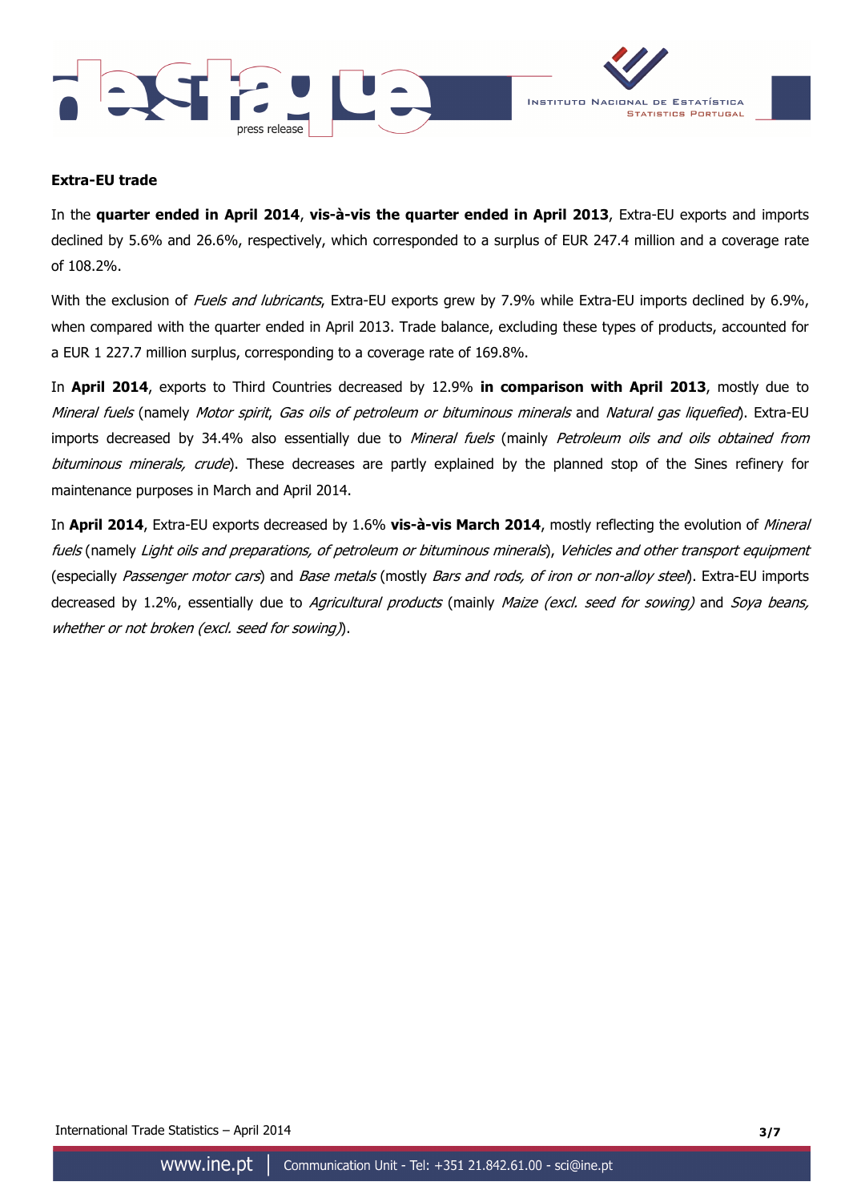**Extra-EU trade**

In the **quarter ended in April 2014**, **vis-à-vis the quarter ended in April 2013**, Extra-EU exports and imports declined by 5.6% and 26.6%, respectively, which corresponded to a surplus of EUR 247.4 million and a coverage rate of 108.2%.

With the exclusion of *Fuels and lubricants*, Extra-EU exports grew by 7.9% while Extra-EU imports declined by 6.9%, when compared with the quarter ended in April 2013. Trade balance, excluding these types of products, accounted for a EUR 1 227.7 million surplus, corresponding to a coverage rate of 169.8%.

In **April 2014**, exports to Third Countries decreased by 12.9% **in comparison with April 2013**, mostly due to *Mineral fuels* (namely *Motor spirit*, *Gas oils of petroleum or bituminous minerals* and *Natural gas liquefied*). Extra-EU imports decreased by 34.4% also essentially due to *Mineral fuels* (mainly *Petroleum oils and oils obtained from bituminous minerals, crude*). These decreases are partly explained by the planned stop of the Sines refinery for maintenance purposes in March and April 2014.

In **April 2014**, Extra-EU exports decreased by 1.6% **vis-à-vis March 2014**, mostly reflecting the evolution of *Mineral fuels* (namely *Light oils and preparations, of petroleum or bituminous minerals*), *Vehicles and other transport equipment* (especially *Passenger motor cars*) and *Base metals* (mostly *Bars and rods, of iron or non-alloy steel*). Extra-EU imports decreased by 1.2%, essentially due to *Agricultural products* (mainly *Maize (excl. seed for sowing)* and *Soya beans, whether or not broken (excl. seed for sowing)*).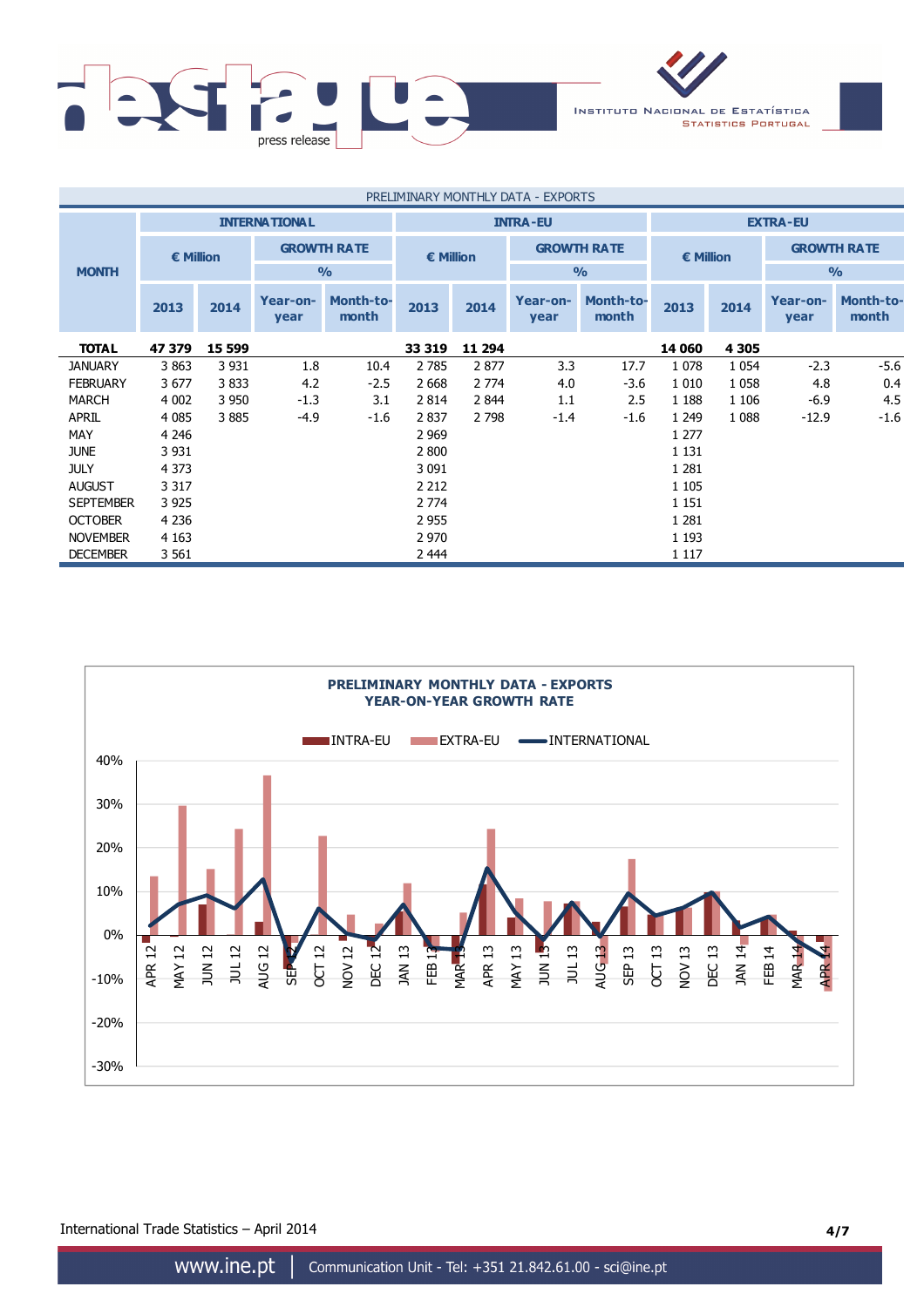PRELIMINARY MONTHLY DATA - EXPORTS

| MONTH | INTERNATIONAL | | | | INTRA-EU | | | | EXTRA-EU | | | |
|---|---|---|---|---|---|---|---|---|---|---|---|---|
| | € Million | | GROWTH RATE % | | € Million | | GROWTH RATE % | | € Million | | GROWTH RATE % | |
| | 2013 | 2014 | Year-on-year | Month-to-month | 2013 | 2014 | Year-on-year | Month-to-month | 2013 | 2014 | Year-on-year | Month-to-month |
| **TOTAL** | **47 379** | **15 599** | | | **33 319** | **11 294** | | | **14 060** | **4 305** | | |
| JANUARY | 3 863 | 3 931 | 1.8 | 10.4 | 2 785 | 2 877 | 3.3 | 17.7 | 1 078 | 1 054 | -2.3 | -5.6 |
| FEBRUARY | 3 677 | 3 833 | 4.2 | -2.5 | 2 668 | 2 774 | 4.0 | -3.6 | 1 010 | 1 058 | 4.8 | 0.4 |
| MARCH | 4 002 | 3 950 | -1.3 | 3.1 | 2 814 | 2 844 | 1.1 | 2.5 | 1 188 | 1 106 | -6.9 | 4.5 |
| APRIL | 4 085 | 3 885 | -4.9 | -1.6 | 2 837 | 2 798 | -1.4 | -1.6 | 1 249 | 1 088 | -12.9 | -1.6 |
| MAY | 4 246 | | | | 2 969 | | | | 1 277 | | | |
| JUNE | 3 931 | | | | 2 800 | | | | 1 131 | | | |
| JULY | 4 373 | | | | 3 091 | | | | 1 281 | | | |
| AUGUST | 3 317 | | | | 2 212 | | | | 1 105 | | | |
| SEPTEMBER | 3 925 | | | | 2 774 | | | | 1 151 | | | |
| OCTOBER | 4 236 | | | | 2 955 | | | | 1 281 | | | |
| NOVEMBER | 4 163 | | | | 2 970 | | | | 1 193 | | | |
| DECEMBER | 3 561 | | | | 2 444 | | | | 1 117 | | | |

PRELIMINARY MONTHLY DATA - EXPORTS
YEAR-ON-YEAR GROWTH RATE

INTRA-EU
EXTRA-EU
INTERNATIONAL

40%
30%
20%
10%
0%
-10%
-20%
-30%

APR 12, MAY 12, JUN 12, JUL 12, AUG 12, SEP 12, OCT 12, NOV 12, DEC 12, JAN 13, FEB 13, MAR 13, APR 13, MAY 13, JUN 13, JUL 13, AUG 13, SEP 13, OCT 13, NOV 13, DEC 13, JAN 14, FEB 14, MAR 14, APR 14

International Trade Statistics – April 2014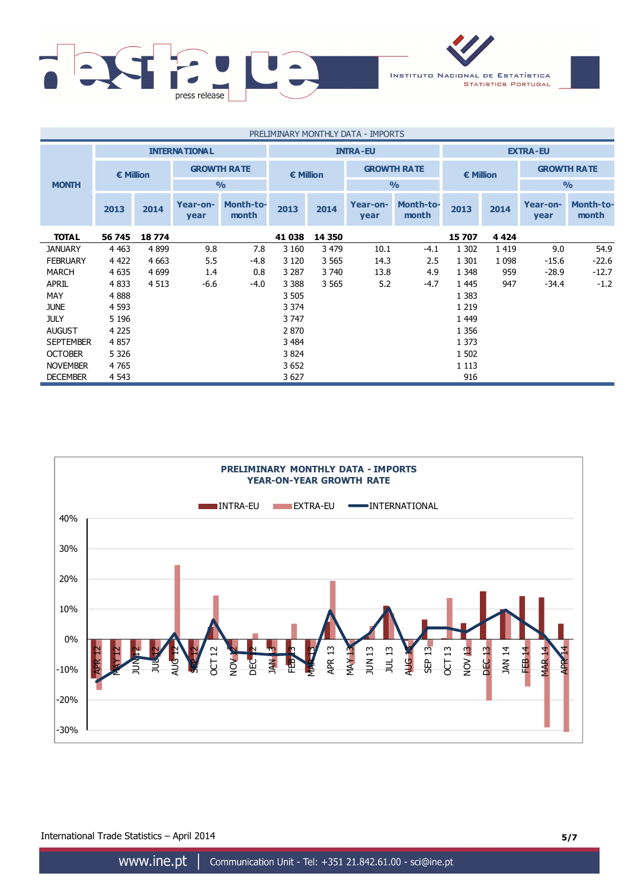PRELIMINARY MONTHLY DATA - IMPORTS

| MONTH | INTERNATIONAL | | | | INTRA-EU | | | | EXTRA-EU | | | |
|---|---|---|---|---|---|---|---|---|---|---|---|---|
| | € Million | | GROWTH RATE % | | € Million | | GROWTH RATE % | | € Million | | GROWTH RATE % | |
| | 2013 | 2014 | Year-on-year | Month-to-month | 2013 | 2014 | Year-on-year | Month-to-month | 2013 | 2014 | Year-on-year | Month-to-month |
| **TOTAL** | **56 745** | **18 774** | | | **41 038** | **14 350** | | | **15 707** | **4 424** | | |
| JANUARY | 4 463 | 4 899 | 9.8 | 7.8 | 3 160 | 3 479 | 10.1 | -4.1 | 1 302 | 1 419 | 9.0 | 54.9 |
| FEBRUARY | 4 422 | 4 663 | 5.5 | -4.8 | 3 120 | 3 565 | 14.3 | 2.5 | 1 301 | 1 098 | -15.6 | -22.6 |
| MARCH | 4 635 | 4 699 | 1.4 | 0.8 | 3 287 | 3 740 | 13.8 | 4.9 | 1 348 | 959 | -28.9 | -12.7 |
| APRIL | 4 833 | 4 513 | -6.6 | -4.0 | 3 388 | 3 565 | 5.2 | -4.7 | 1 445 | 947 | -34.4 | -1.2 |
| MAY | 4 888 | | | | 3 505 | | | | 1 383 | | | |
| JUNE | 4 593 | | | | 3 374 | | | | 1 219 | | | |
| JULY | 5 196 | | | | 3 747 | | | | 1 449 | | | |
| AUGUST | 4 225 | | | | 2 870 | | | | 1 356 | | | |
| SEPTEMBER | 4 857 | | | | 3 484 | | | | 1 373 | | | |
| OCTOBER | 5 326 | | | | 3 824 | | | | 1 502 | | | |
| NOVEMBER | 4 765 | | | | 3 652 | | | | 1 113 | | | |
| DECEMBER | 4 543 | | | | 3 627 | | | | 916 | | | |

**PRELIMINARY MONTHLY DATA - IMPORTS**
**YEAR-ON-YEAR GROWTH RATE**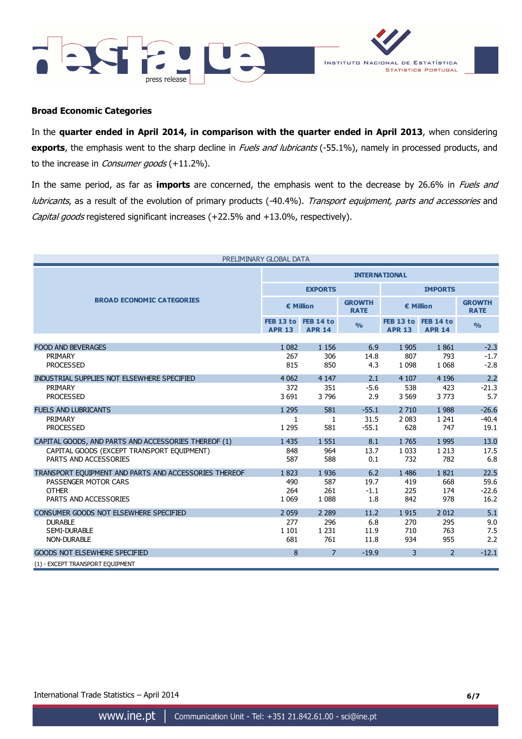## Broad Economic Categories

In the **quarter ended in April 2014, in comparison with the quarter ended in April 2013**, when considering **exports**, the emphasis went to the sharp decline in *Fuels and lubricants* (-55.1%), namely in processed products, and to the increase in *Consumer goods* (+11.2%).

In the same period, as far as **imports** are concerned, the emphasis went to the decrease by 26.6% in *Fuels and lubricants*, as a result of the evolution of primary products (-40.4%). *Transport equipment, parts and accessories* and *Capital goods* registered significant increases (+22.5% and +13.0%, respectively).

| PRELIMINARY GLOBAL DATA | | | | | | |
|---|---|---|---|---|---|---|
| **BROAD ECONOMIC CATEGORIES** | **INTERNATIONAL** | | | | | |
| | **EXPORTS** | | | **IMPORTS** | | |
| | **€ Million** | | **GROWTH RATE** | **€ Million** | | **GROWTH RATE** |
| | **FEB 13 to APR 13** | **FEB 14 to APR 14** | **%** | **FEB 13 to APR 13** | **FEB 14 to APR 14** | **%** |
| FOOD AND BEVERAGES | 1 082 | 1 156 | 6.9 | 1 905 | 1 861 | -2.3 |
| PRIMARY | 267 | 306 | 14.8 | 807 | 793 | -1.7 |
| PROCESSED | 815 | 850 | 4.3 | 1 098 | 1 068 | -2.8 |
| INDUSTRIAL SUPPLIES NOT ELSEWHERE SPECIFIED | 4 062 | 4 147 | 2.1 | 4 107 | 4 196 | 2.2 |
| PRIMARY | 372 | 351 | -5.6 | 538 | 423 | -21.3 |
| PROCESSED | 3 691 | 3 796 | 2.9 | 3 569 | 3 773 | 5.7 |
| FUELS AND LUBRICANTS | 1 295 | 581 | -55.1 | 2 710 | 1 988 | -26.6 |
| PRIMARY | 1 | 1 | 31.5 | 2 083 | 1 241 | -40.4 |
| PROCESSED | 1 295 | 581 | -55.1 | 628 | 747 | 19.1 |
| CAPITAL GOODS, AND PARTS AND ACCESSORIES THEREOF (1) | 1 435 | 1 551 | 8.1 | 1 765 | 1 995 | 13.0 |
| CAPITAL GOODS (EXCEPT TRANSPORT EQUIPMENT) | 848 | 964 | 13.7 | 1 033 | 1 213 | 17.5 |
| PARTS AND ACCESSORIES | 587 | 588 | 0.1 | 732 | 782 | 6.8 |
| TRANSPORT EQUIPMENT AND PARTS AND ACCESSORIES THEREOF | 1 823 | 1 936 | 6.2 | 1 486 | 1 821 | 22.5 |
| PASSENGER MOTOR CARS | 490 | 587 | 19.7 | 419 | 668 | 59.6 |
| OTHER | 264 | 261 | -1.1 | 225 | 174 | -22.6 |
| PARTS AND ACCESSORIES | 1 069 | 1 088 | 1.8 | 842 | 978 | 16.2 |
| CONSUMER GOODS NOT ELSEWHERE SPECIFIED | 2 059 | 2 289 | 11.2 | 1 915 | 2 012 | 5.1 |
| DURABLE | 277 | 296 | 6.8 | 270 | 295 | 9.0 |
| SEMI-DURABLE | 1 101 | 1 231 | 11.9 | 710 | 763 | 7.5 |
| NON-DURABLE | 681 | 761 | 11.8 | 934 | 955 | 2.2 |
| GOODS NOT ELSEWHERE SPECIFIED | 8 | 7 | -19.9 | 3 | 2 | -12.1 |

(1) - EXCEPT TRANSPORT EQUIPMENT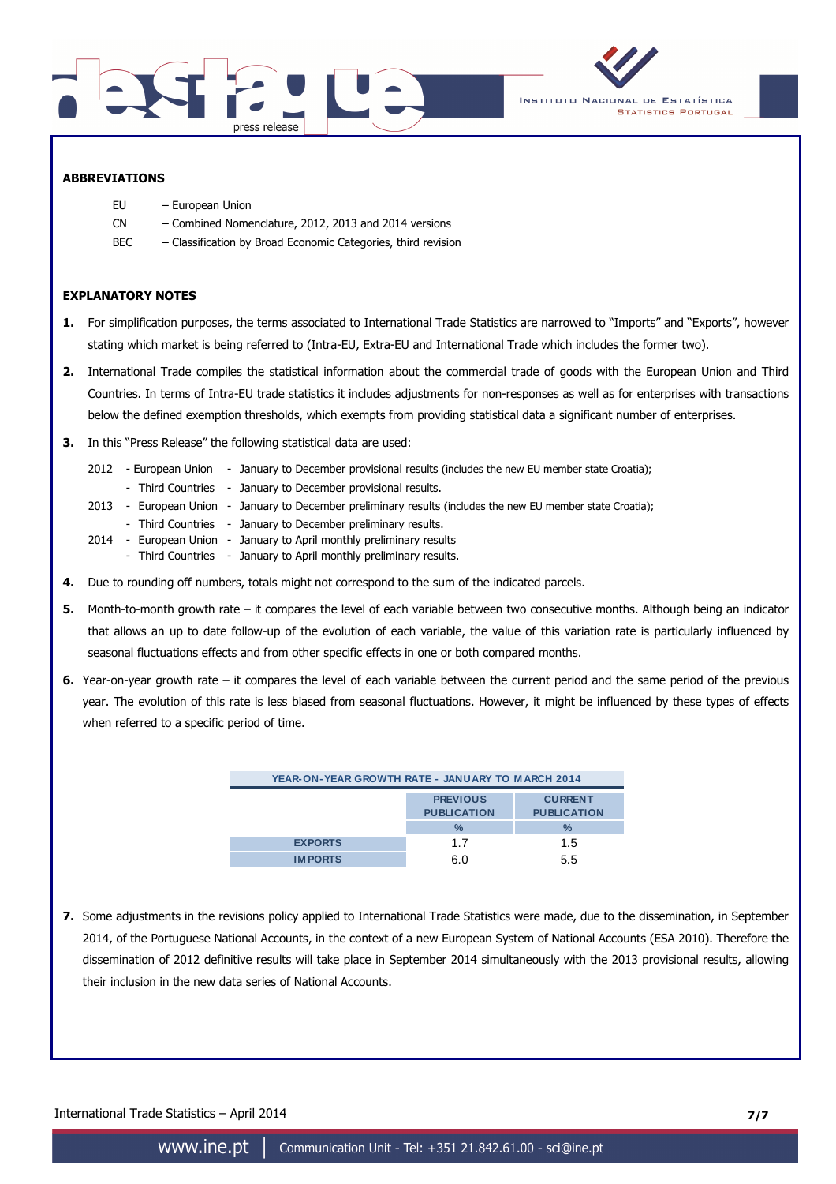## ABBREVIATIONS

EU – European Union
CN – Combined Nomenclature, 2012, 2013 and 2014 versions
BEC – Classification by Broad Economic Categories, third revision

## EXPLANATORY NOTES

1. For simplification purposes, the terms associated to International Trade Statistics are narrowed to "Imports" and "Exports", however stating which market is being referred to (Intra-EU, Extra-EU and International Trade which includes the former two).

2. International Trade compiles the statistical information about the commercial trade of goods with the European Union and Third Countries. In terms of Intra-EU trade statistics it includes adjustments for non-responses as well as for enterprises with transactions below the defined exemption thresholds, which exempts from providing statistical data a significant number of enterprises.

3. In this "Press Release" the following statistical data are used:

   2012 - European Union - January to December provisional results (includes the new EU member state Croatia);
   - Third Countries - January to December provisional results.

   2013 - European Union - January to December preliminary results (includes the new EU member state Croatia);
   - Third Countries - January to December preliminary results.

   2014 - European Union - January to April monthly preliminary results
   - Third Countries - January to April monthly preliminary results.

4. Due to rounding off numbers, totals might not correspond to the sum of the indicated parcels.

5. Month-to-month growth rate – it compares the level of each variable between two consecutive months. Although being an indicator that allows an up to date follow-up of the evolution of each variable, the value of this variation rate is particularly influenced by seasonal fluctuations effects and from other specific effects in one or both compared months.

6. Year-on-year growth rate – it compares the level of each variable between the current period and the same period of the previous year. The evolution of this rate is less biased from seasonal fluctuations. However, it might be influenced by these types of effects when referred to a specific period of time.

| YEAR-ON-YEAR GROWTH RATE - JANUARY TO MARCH 2014 | | |
|---|---|---|
| | PREVIOUS PUBLICATION | CURRENT PUBLICATION |
| | % | % |
| EXPORTS | 1.7 | 1.5 |
| IMPORTS | 6.0 | 5.5 |

7. Some adjustments in the revisions policy applied to International Trade Statistics were made, due to the dissemination, in September 2014, of the Portuguese National Accounts, in the context of a new European System of National Accounts (ESA 2010). Therefore the dissemination of 2012 definitive results will take place in September 2014 simultaneously with the 2013 provisional results, allowing their inclusion in the new data series of National Accounts.